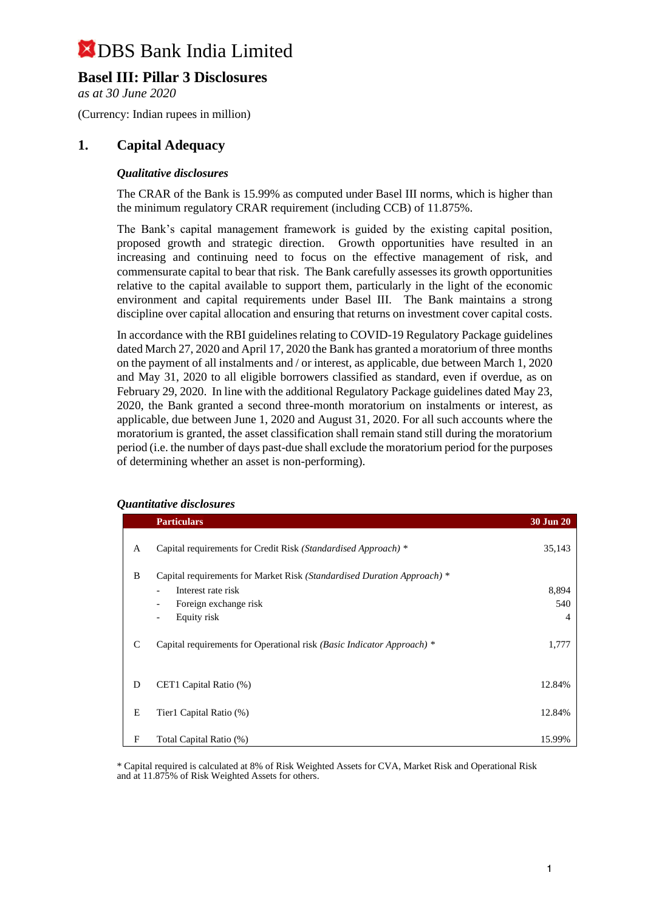# DBS Bank India Limited

## Basel III: Pillar 3 Disclosures

*as at 30 June 2020*

(Currency: Indian rupees in million)

## 1. Capital Adequacy

### *Qualitative disclosures*

The CRAR of the Bank is 15.99% as computed under Basel III norms, which is higher than the minimum regulatory CRAR requirement (including CCB) of 11.875%.

The Bank's capital management framework is guided by the existing capital position, proposed growth and strategic direction. Growth opportunities have resulted in an increasing and continuing need to focus on the effective management of risk, and commensurate capital to bear that risk. The Bank carefully assesses its growth opportunities relative to the capital available to support them, particularly in the light of the economic environment and capital requirements under Basel III. The Bank maintains a strong discipline over capital allocation and ensuring that returns on investment cover capital costs.

In accordance with the RBI guidelines relating to COVID-19 Regulatory Package guidelines dated March 27, 2020 and April 17, 2020 the Bank has granted a moratorium of three months on the payment of all instalments and / or interest, as applicable, due between March 1, 2020 and May 31, 2020 to all eligible borrowers classified as standard, even if overdue, as on February 29, 2020. In line with the additional Regulatory Package guidelines dated May 23, 2020, the Bank granted a second three-month moratorium on instalments or interest, as applicable, due between June 1, 2020 and August 31, 2020. For all such accounts where the moratorium is granted, the asset classification shall remain stand still during the moratorium period (i.e. the number of days past-due shall exclude the moratorium period for the purposes of determining whether an asset is non-performing).

### *Quantitative disclosures*

| | Particulars | 30 Jun 20 |
|---|---|---|
| A | Capital requirements for Credit Risk *(Standardised Approach)* * | 35,143 |
| B | Capital requirements for Market Risk *(Standardised Duration Approach)* * | |
| | - Interest rate risk | 8,894 |
| | - Foreign exchange risk | 540 |
| | - Equity risk | 4 |
| C | Capital requirements for Operational risk *(Basic Indicator Approach)* * | 1,777 |
| D | CET1 Capital Ratio (%) | 12.84% |
| E | Tier1 Capital Ratio (%) | 12.84% |
| F | Total Capital Ratio (%) | 15.99% |

* Capital required is calculated at 8% of Risk Weighted Assets for CVA, Market Risk and Operational Risk and at 11.875% of Risk Weighted Assets for others.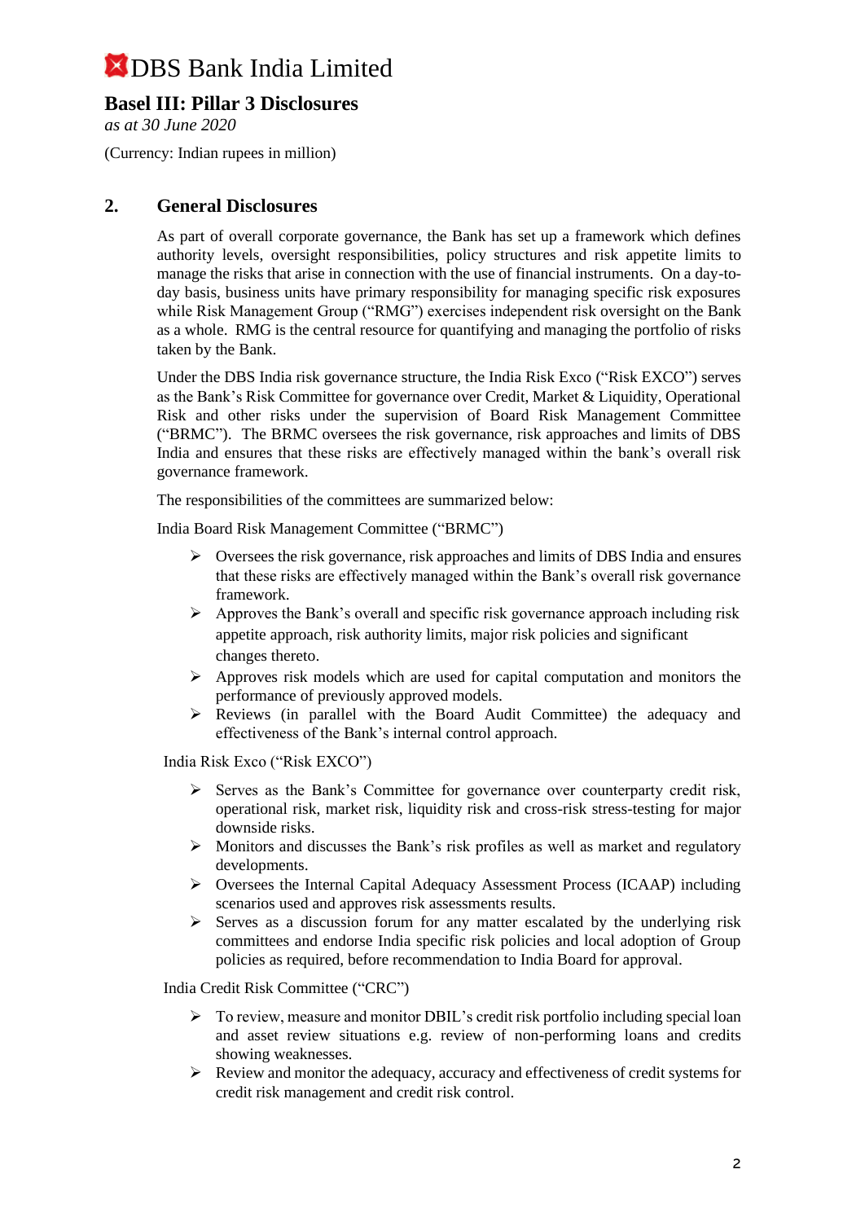## 2. General Disclosures

As part of overall corporate governance, the Bank has set up a framework which defines authority levels, oversight responsibilities, policy structures and risk appetite limits to manage the risks that arise in connection with the use of financial instruments. On a day-to-day basis, business units have primary responsibility for managing specific risk exposures while Risk Management Group ("RMG") exercises independent risk oversight on the Bank as a whole. RMG is the central resource for quantifying and managing the portfolio of risks taken by the Bank.

Under the DBS India risk governance structure, the India Risk Exco ("Risk EXCO") serves as the Bank's Risk Committee for governance over Credit, Market & Liquidity, Operational Risk and other risks under the supervision of Board Risk Management Committee ("BRMC"). The BRMC oversees the risk governance, risk approaches and limits of DBS India and ensures that these risks are effectively managed within the bank's overall risk governance framework.

The responsibilities of the committees are summarized below:

India Board Risk Management Committee ("BRMC")

- Oversees the risk governance, risk approaches and limits of DBS India and ensures that these risks are effectively managed within the Bank's overall risk governance framework.
- Approves the Bank's overall and specific risk governance approach including risk appetite approach, risk authority limits, major risk policies and significant changes thereto.
- Approves risk models which are used for capital computation and monitors the performance of previously approved models.
- Reviews (in parallel with the Board Audit Committee) the adequacy and effectiveness of the Bank's internal control approach.

India Risk Exco ("Risk EXCO")

- Serves as the Bank's Committee for governance over counterparty credit risk, operational risk, market risk, liquidity risk and cross-risk stress-testing for major downside risks.
- Monitors and discusses the Bank's risk profiles as well as market and regulatory developments.
- Oversees the Internal Capital Adequacy Assessment Process (ICAAP) including scenarios used and approves risk assessments results.
- Serves as a discussion forum for any matter escalated by the underlying risk committees and endorse India specific risk policies and local adoption of Group policies as required, before recommendation to India Board for approval.

India Credit Risk Committee ("CRC")

- To review, measure and monitor DBIL's credit risk portfolio including special loan and asset review situations e.g. review of non-performing loans and credits showing weaknesses.
- Review and monitor the adequacy, accuracy and effectiveness of credit systems for credit risk management and credit risk control.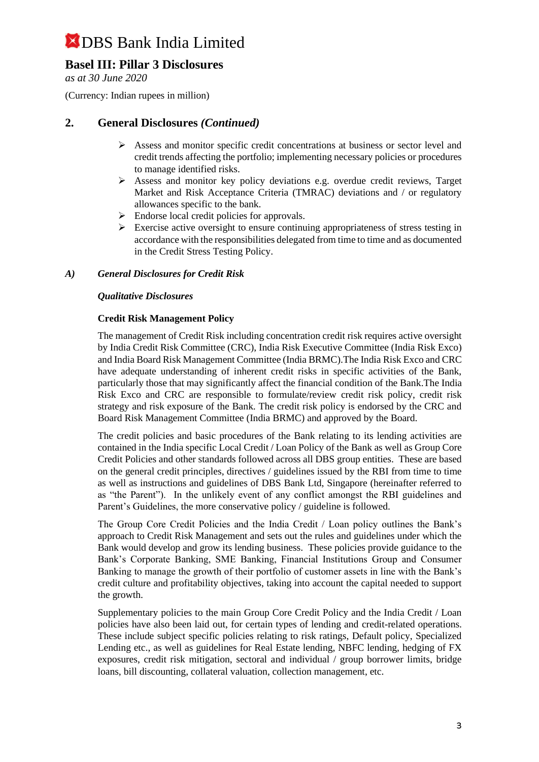## 2. General Disclosures *(Continued)*

- Assess and monitor specific credit concentrations at business or sector level and credit trends affecting the portfolio; implementing necessary policies or procedures to manage identified risks.
- Assess and monitor key policy deviations e.g. overdue credit reviews, Target Market and Risk Acceptance Criteria (TMRAC) deviations and / or regulatory allowances specific to the bank.
- Endorse local credit policies for approvals.
- Exercise active oversight to ensure continuing appropriateness of stress testing in accordance with the responsibilities delegated from time to time and as documented in the Credit Stress Testing Policy.

### *A) General Disclosures for Credit Risk*

***Qualitative Disclosures***

**Credit Risk Management Policy**

The management of Credit Risk including concentration credit risk requires active oversight by India Credit Risk Committee (CRC), India Risk Executive Committee (India Risk Exco) and India Board Risk Management Committee (India BRMC).The India Risk Exco and CRC have adequate understanding of inherent credit risks in specific activities of the Bank, particularly those that may significantly affect the financial condition of the Bank.The India Risk Exco and CRC are responsible to formulate/review credit risk policy, credit risk strategy and risk exposure of the Bank. The credit risk policy is endorsed by the CRC and Board Risk Management Committee (India BRMC) and approved by the Board.

The credit policies and basic procedures of the Bank relating to its lending activities are contained in the India specific Local Credit / Loan Policy of the Bank as well as Group Core Credit Policies and other standards followed across all DBS group entities. These are based on the general credit principles, directives / guidelines issued by the RBI from time to time as well as instructions and guidelines of DBS Bank Ltd, Singapore (hereinafter referred to as "the Parent"). In the unlikely event of any conflict amongst the RBI guidelines and Parent's Guidelines, the more conservative policy / guideline is followed.

The Group Core Credit Policies and the India Credit / Loan policy outlines the Bank's approach to Credit Risk Management and sets out the rules and guidelines under which the Bank would develop and grow its lending business. These policies provide guidance to the Bank's Corporate Banking, SME Banking, Financial Institutions Group and Consumer Banking to manage the growth of their portfolio of customer assets in line with the Bank's credit culture and profitability objectives, taking into account the capital needed to support the growth.

Supplementary policies to the main Group Core Credit Policy and the India Credit / Loan policies have also been laid out, for certain types of lending and credit-related operations. These include subject specific policies relating to risk ratings, Default policy, Specialized Lending etc., as well as guidelines for Real Estate lending, NBFC lending, hedging of FX exposures, credit risk mitigation, sectoral and individual / group borrower limits, bridge loans, bill discounting, collateral valuation, collection management, etc.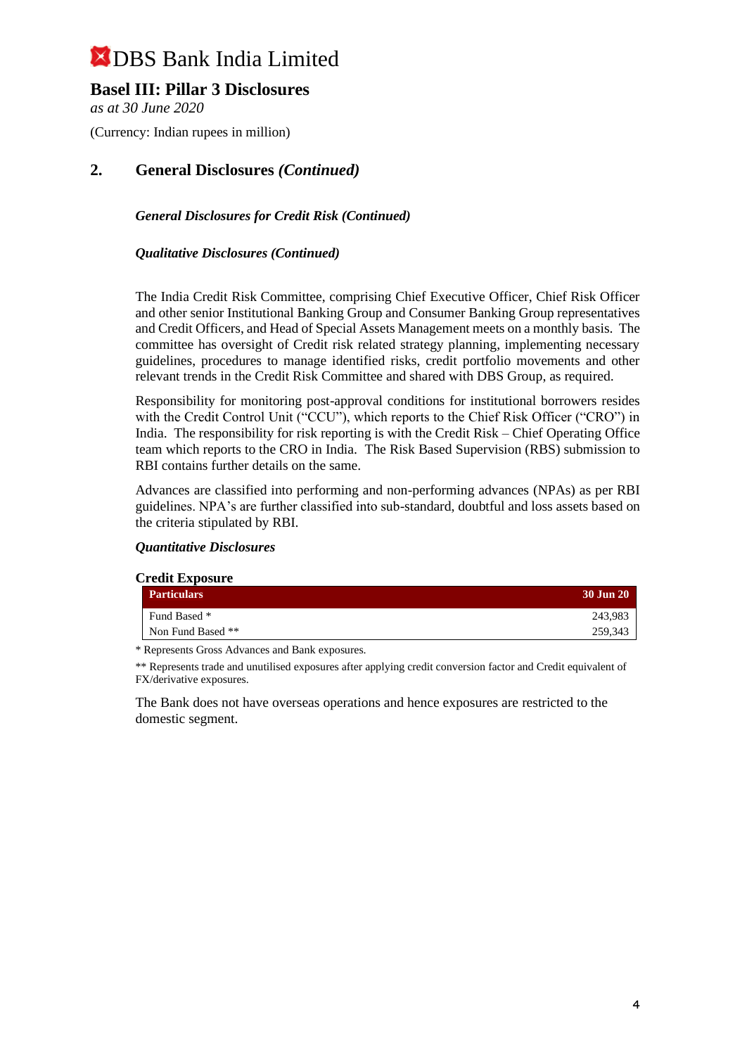## 2. General Disclosures *(Continued)*

***General Disclosures for Credit Risk (Continued)***

***Qualitative Disclosures (Continued)***

The India Credit Risk Committee, comprising Chief Executive Officer, Chief Risk Officer and other senior Institutional Banking Group and Consumer Banking Group representatives and Credit Officers, and Head of Special Assets Management meets on a monthly basis. The committee has oversight of Credit risk related strategy planning, implementing necessary guidelines, procedures to manage identified risks, credit portfolio movements and other relevant trends in the Credit Risk Committee and shared with DBS Group, as required.

Responsibility for monitoring post-approval conditions for institutional borrowers resides with the Credit Control Unit ("CCU"), which reports to the Chief Risk Officer ("CRO") in India. The responsibility for risk reporting is with the Credit Risk – Chief Operating Office team which reports to the CRO in India. The Risk Based Supervision (RBS) submission to RBI contains further details on the same.

Advances are classified into performing and non-performing advances (NPAs) as per RBI guidelines. NPA's are further classified into sub-standard, doubtful and loss assets based on the criteria stipulated by RBI.

***Quantitative Disclosures***

**Credit Exposure**

| Particulars | 30 Jun 20 |
|---|---|
| Fund Based * | 243,983 |
| Non Fund Based ** | 259,343 |

* Represents Gross Advances and Bank exposures.

** Represents trade and unutilised exposures after applying credit conversion factor and Credit equivalent of FX/derivative exposures.

The Bank does not have overseas operations and hence exposures are restricted to the domestic segment.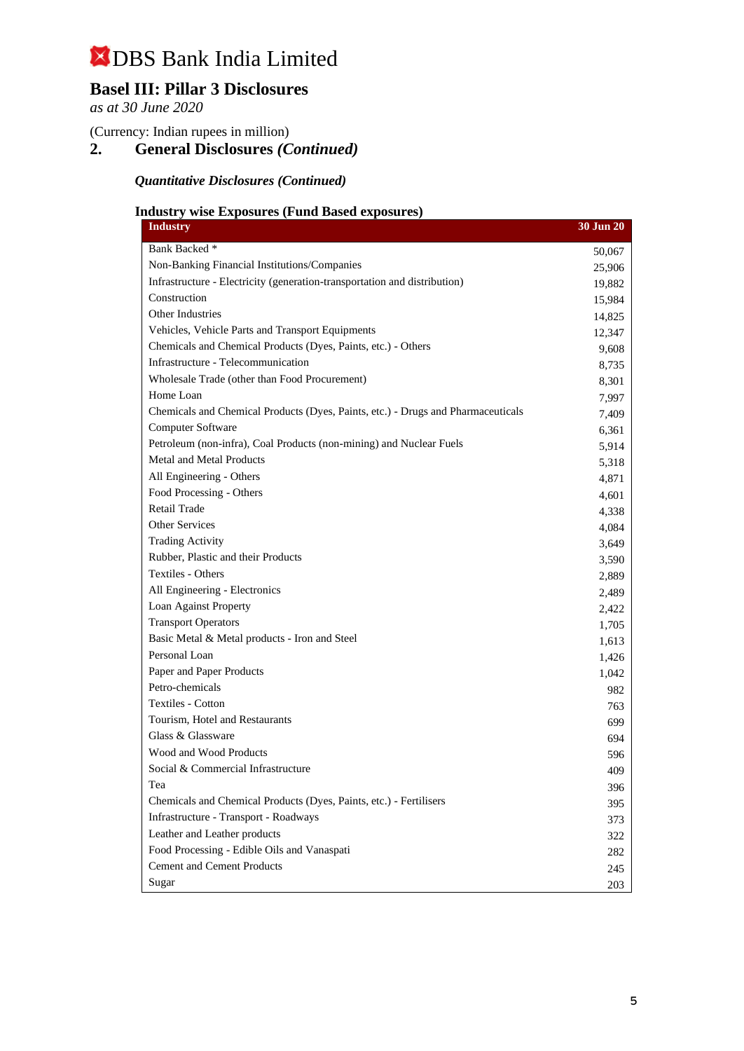# DBS Bank India Limited

## Basel III: Pillar 3 Disclosures

*as at 30 June 2020*

(Currency: Indian rupees in million)

## 2. General Disclosures *(Continued)*

### *Quantitative Disclosures (Continued)*

#### Industry wise Exposures (Fund Based exposures)

| Industry | 30 Jun 20 |
|---|---|
| Bank Backed * | 50,067 |
| Non-Banking Financial Institutions/Companies | 25,906 |
| Infrastructure - Electricity (generation-transportation and distribution) | 19,882 |
| Construction | 15,984 |
| Other Industries | 14,825 |
| Vehicles, Vehicle Parts and Transport Equipments | 12,347 |
| Chemicals and Chemical Products (Dyes, Paints, etc.) - Others | 9,608 |
| Infrastructure - Telecommunication | 8,735 |
| Wholesale Trade (other than Food Procurement) | 8,301 |
| Home Loan | 7,997 |
| Chemicals and Chemical Products (Dyes, Paints, etc.) - Drugs and Pharmaceuticals | 7,409 |
| Computer Software | 6,361 |
| Petroleum (non-infra), Coal Products (non-mining) and Nuclear Fuels | 5,914 |
| Metal and Metal Products | 5,318 |
| All Engineering - Others | 4,871 |
| Food Processing - Others | 4,601 |
| Retail Trade | 4,338 |
| Other Services | 4,084 |
| Trading Activity | 3,649 |
| Rubber, Plastic and their Products | 3,590 |
| Textiles - Others | 2,889 |
| All Engineering - Electronics | 2,489 |
| Loan Against Property | 2,422 |
| Transport Operators | 1,705 |
| Basic Metal & Metal products - Iron and Steel | 1,613 |
| Personal Loan | 1,426 |
| Paper and Paper Products | 1,042 |
| Petro-chemicals | 982 |
| Textiles - Cotton | 763 |
| Tourism, Hotel and Restaurants | 699 |
| Glass & Glassware | 694 |
| Wood and Wood Products | 596 |
| Social & Commercial Infrastructure | 409 |
| Tea | 396 |
| Chemicals and Chemical Products (Dyes, Paints, etc.) - Fertilisers | 395 |
| Infrastructure - Transport - Roadways | 373 |
| Leather and Leather products | 322 |
| Food Processing - Edible Oils and Vanaspati | 282 |
| Cement and Cement Products | 245 |
| Sugar | 203 |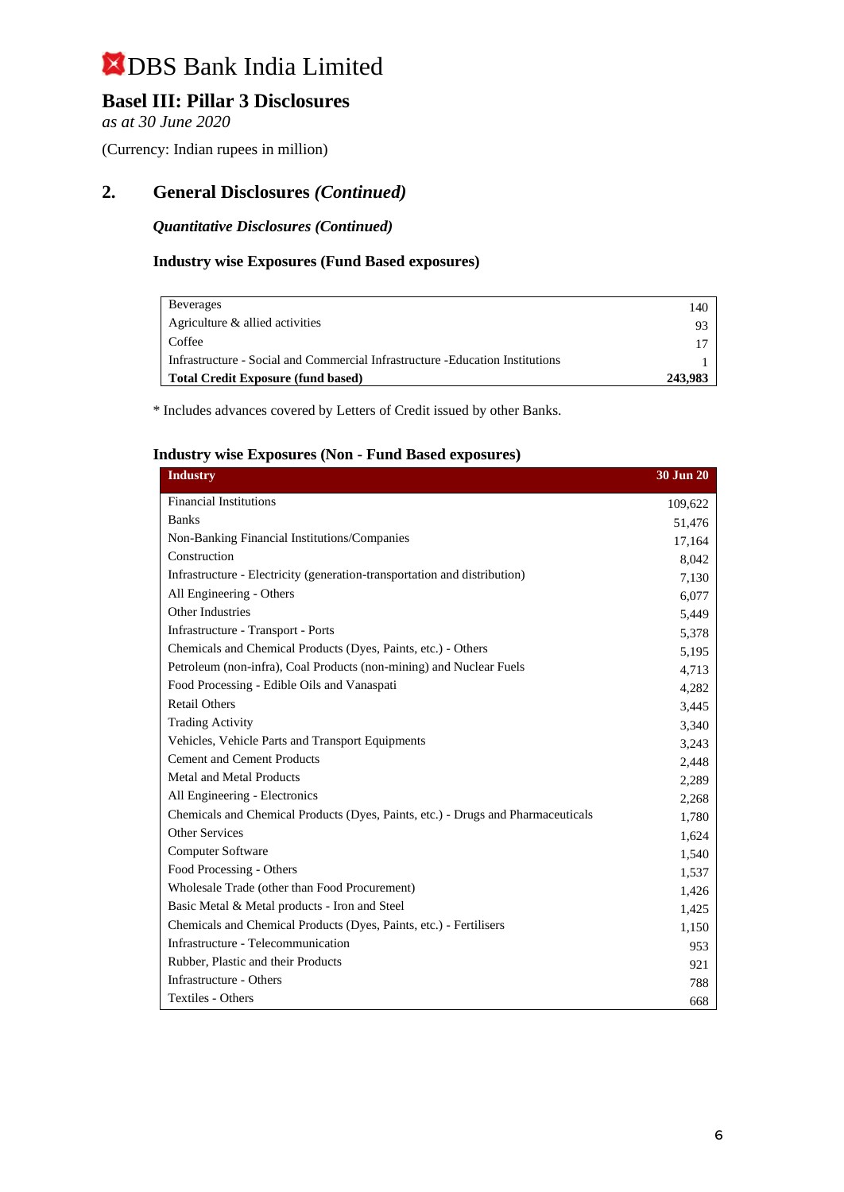# DBS Bank India Limited

## Basel III: Pillar 3 Disclosures

*as at 30 June 2020*

(Currency: Indian rupees in million)

## 2. General Disclosures *(Continued)*

***Quantitative Disclosures (Continued)***

**Industry wise Exposures (Fund Based exposures)**

| | |
|---|---|
| Beverages | 140 |
| Agriculture & allied activities | 93 |
| Coffee | 17 |
| Infrastructure - Social and Commercial Infrastructure -Education Institutions | 1 |
| **Total Credit Exposure (fund based)** | **243,983** |

* Includes advances covered by Letters of Credit issued by other Banks.

**Industry wise Exposures (Non - Fund Based exposures)**

| Industry | 30 Jun 20 |
|---|---|
| Financial Institutions | 109,622 |
| Banks | 51,476 |
| Non-Banking Financial Institutions/Companies | 17,164 |
| Construction | 8,042 |
| Infrastructure - Electricity (generation-transportation and distribution) | 7,130 |
| All Engineering - Others | 6,077 |
| Other Industries | 5,449 |
| Infrastructure - Transport - Ports | 5,378 |
| Chemicals and Chemical Products (Dyes, Paints, etc.) - Others | 5,195 |
| Petroleum (non-infra), Coal Products (non-mining) and Nuclear Fuels | 4,713 |
| Food Processing - Edible Oils and Vanaspati | 4,282 |
| Retail Others | 3,445 |
| Trading Activity | 3,340 |
| Vehicles, Vehicle Parts and Transport Equipments | 3,243 |
| Cement and Cement Products | 2,448 |
| Metal and Metal Products | 2,289 |
| All Engineering - Electronics | 2,268 |
| Chemicals and Chemical Products (Dyes, Paints, etc.) - Drugs and Pharmaceuticals | 1,780 |
| Other Services | 1,624 |
| Computer Software | 1,540 |
| Food Processing - Others | 1,537 |
| Wholesale Trade (other than Food Procurement) | 1,426 |
| Basic Metal & Metal products - Iron and Steel | 1,425 |
| Chemicals and Chemical Products (Dyes, Paints, etc.) - Fertilisers | 1,150 |
| Infrastructure - Telecommunication | 953 |
| Rubber, Plastic and their Products | 921 |
| Infrastructure - Others | 788 |
| Textiles - Others | 668 |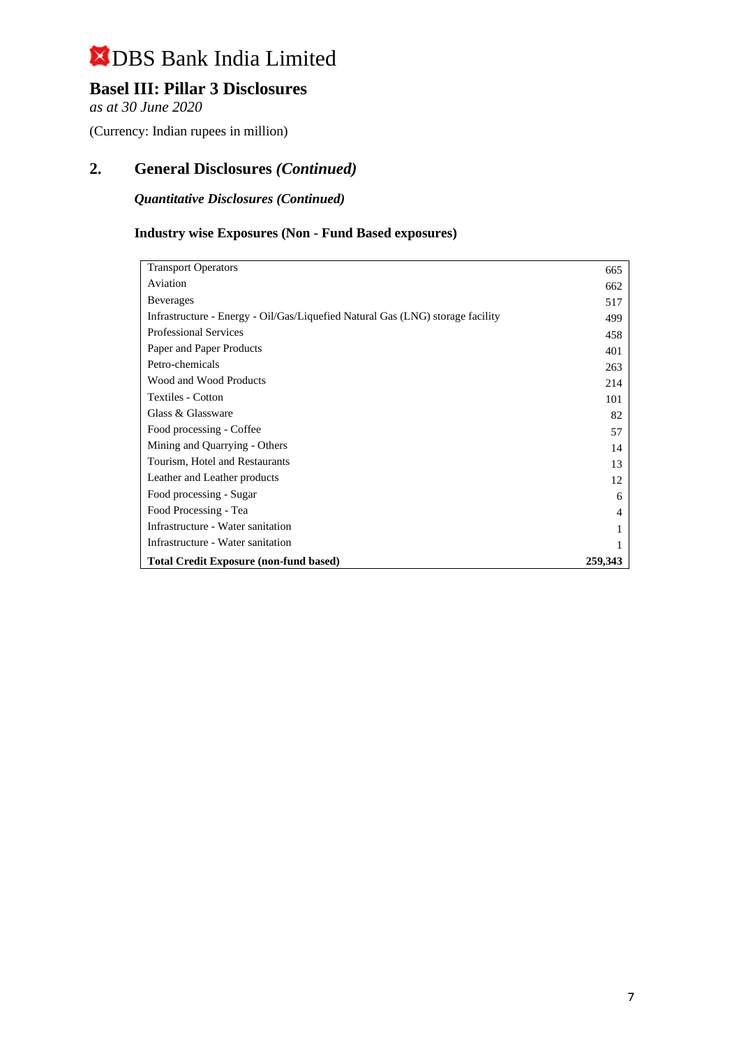# DBS Bank India Limited

## Basic III: Pillar 3 Disclosures

*as at 30 June 2020*

(Currency: Indian rupees in million)

## 2. General Disclosures *(Continued)*

### *Quantitative Disclosures (Continued)*

### Industry wise Exposures (Non - Fund Based exposures)

| | |
|---|---|
| Transport Operators | 665 |
| Aviation | 662 |
| Beverages | 517 |
| Infrastructure - Energy - Oil/Gas/Liquefied Natural Gas (LNG) storage facility | 499 |
| Professional Services | 458 |
| Paper and Paper Products | 401 |
| Petro-chemicals | 263 |
| Wood and Wood Products | 214 |
| Textiles - Cotton | 101 |
| Glass & Glassware | 82 |
| Food processing - Coffee | 57 |
| Mining and Quarrying - Others | 14 |
| Tourism, Hotel and Restaurants | 13 |
| Leather and Leather products | 12 |
| Food processing - Sugar | 6 |
| Food Processing - Tea | 4 |
| Infrastructure - Water sanitation | 1 |
| Infrastructure - Water sanitation | 1 |
| **Total Credit Exposure (non-fund based)** | **259,343** |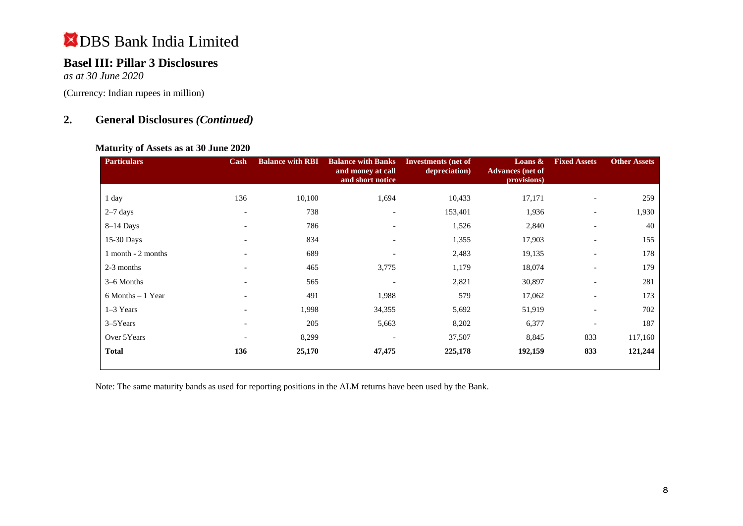# DBS Bank India Limited

## Basel III: Pillar 3 Disclosures

*as at 30 June 2020*

(Currency: Indian rupees in million)

## 2. General Disclosures *(Continued)*

### Maturity of Assets as at 30 June 2020

| Particulars | Cash | Balance with RBI | Balance with Banks and money at call and short notice | Investments (net of depreciation) | Loans & Advances (net of provisions) | Fixed Assets | Other Assets |
|---|---|---|---|---|---|---|---|
| 1 day | 136 | 10,100 | 1,694 | 10,433 | 17,171 | - | 259 |
| 2–7 days | - | 738 | - | 153,401 | 1,936 | - | 1,930 |
| 8–14 Days | - | 786 | - | 1,526 | 2,840 | - | 40 |
| 15-30 Days | - | 834 | - | 1,355 | 17,903 | - | 155 |
| 1 month - 2 months | - | 689 | - | 2,483 | 19,135 | - | 178 |
| 2-3 months | - | 465 | 3,775 | 1,179 | 18,074 | - | 179 |
| 3–6 Months | - | 565 | - | 2,821 | 30,897 | - | 281 |
| 6 Months – 1 Year | - | 491 | 1,988 | 579 | 17,062 | - | 173 |
| 1–3 Years | - | 1,998 | 34,355 | 5,692 | 51,919 | - | 702 |
| 3–5Years | - | 205 | 5,663 | 8,202 | 6,377 | - | 187 |
| Over 5Years | - | 8,299 | - | 37,507 | 8,845 | 833 | 117,160 |
| **Total** | **136** | **25,170** | **47,475** | **225,178** | **192,159** | **833** | **121,244** |

Note: The same maturity bands as used for reporting positions in the ALM returns have been used by the Bank.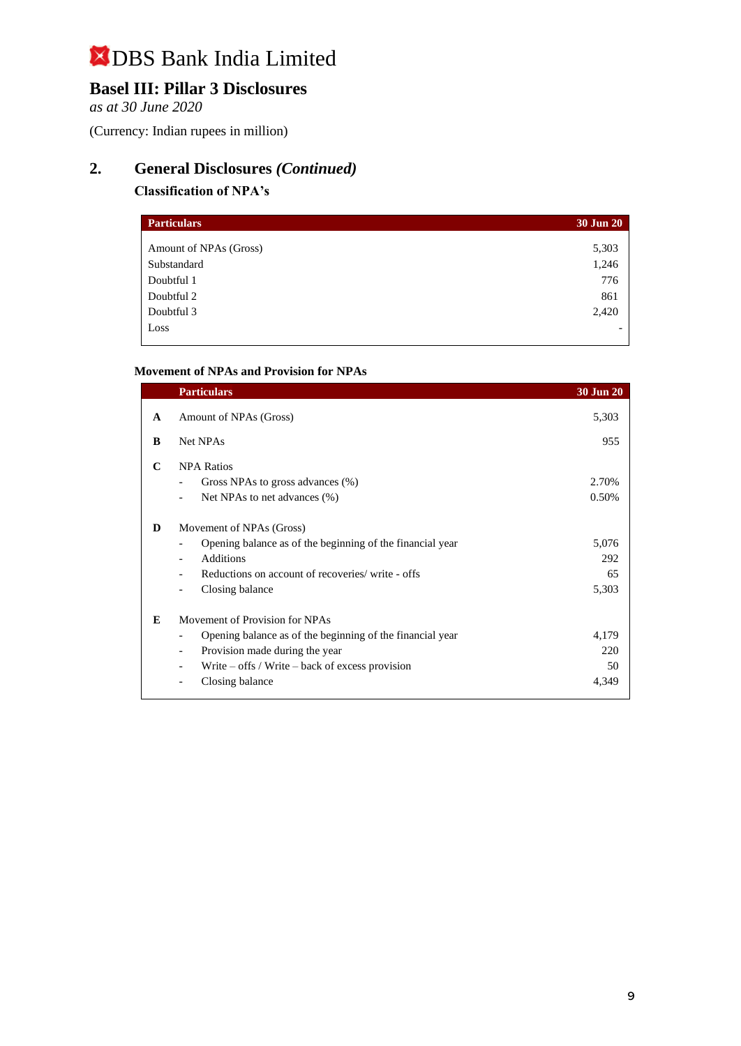# DBS Bank India Limited

## Basel III: Pillar 3 Disclosures

*as at 30 June 2020*

(Currency: Indian rupees in million)

## 2. General Disclosures *(Continued)*

### Classification of NPA's

| Particulars | 30 Jun 20 |
|---|---|
| Amount of NPAs (Gross) | 5,303 |
| Substandard | 1,246 |
| Doubtful 1 | 776 |
| Doubtful 2 | 861 |
| Doubtful 3 | 2,420 |
| Loss | - |

### Movement of NPAs and Provision for NPAs

| | Particulars | 30 Jun 20 |
|---|---|---|
| **A** | Amount of NPAs (Gross) | 5,303 |
| **B** | Net NPAs | 955 |
| **C** | NPA Ratios | |
| | - Gross NPAs to gross advances (%) | 2.70% |
| | - Net NPAs to net advances (%) | 0.50% |
| **D** | Movement of NPAs (Gross) | |
| | - Opening balance as of the beginning of the financial year | 5,076 |
| | - Additions | 292 |
| | - Reductions on account of recoveries/ write - offs | 65 |
| | - Closing balance | 5,303 |
| **E** | Movement of Provision for NPAs | |
| | - Opening balance as of the beginning of the financial year | 4,179 |
| | - Provision made during the year | 220 |
| | - Write – offs / Write – back of excess provision | 50 |
| | - Closing balance | 4,349 |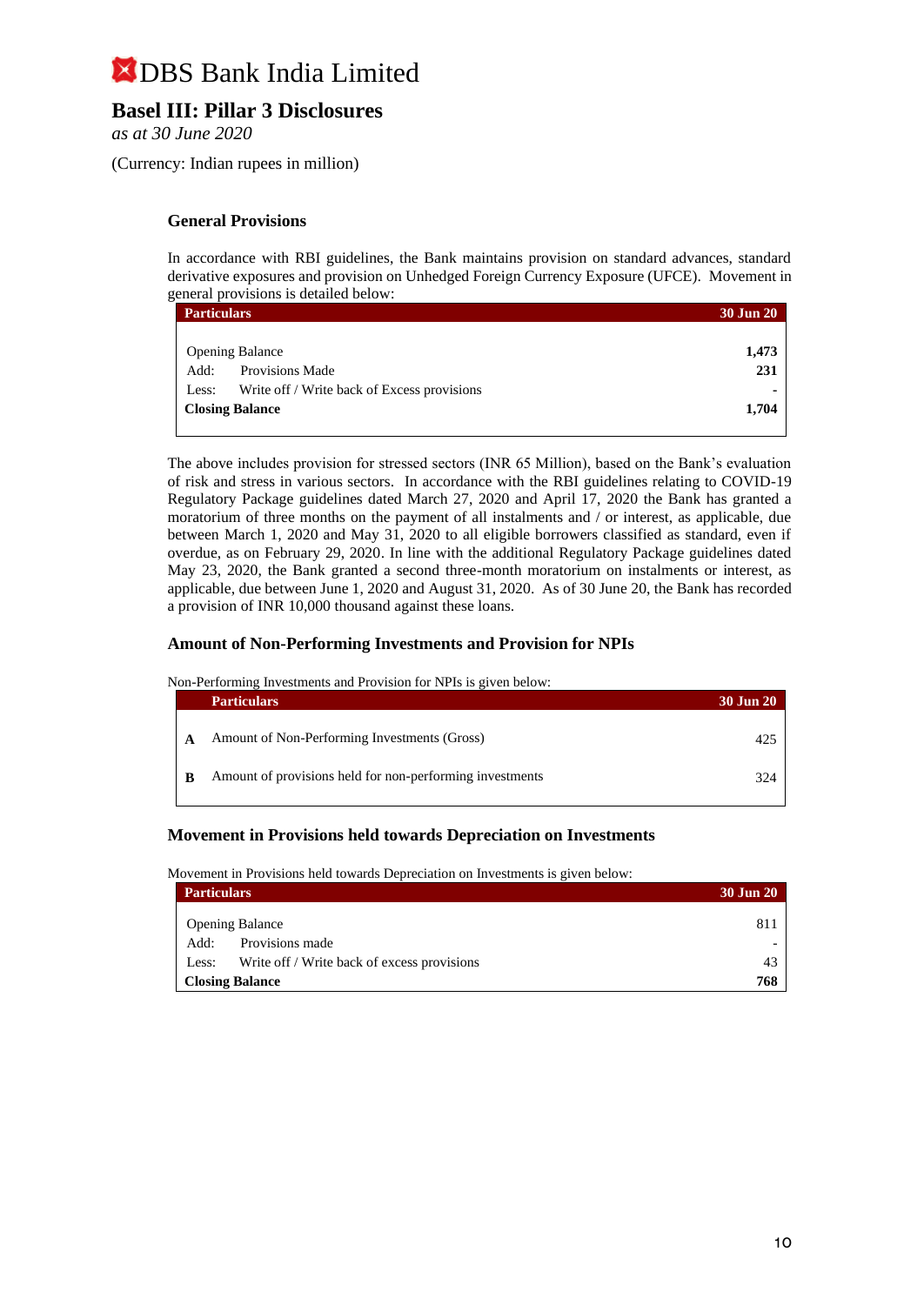# DBS Bank India Limited

## Basel III: Pillar 3 Disclosures

*as at 30 June 2020*

(Currency: Indian rupees in million)

### General Provisions

In accordance with RBI guidelines, the Bank maintains provision on standard advances, standard derivative exposures and provision on Unhedged Foreign Currency Exposure (UFCE). Movement in general provisions is detailed below:

| Particulars | 30 Jun 20 |
|---|---|
| Opening Balance | 1,473 |
| Add: Provisions Made | 231 |
| Less: Write off / Write back of Excess provisions | - |
| **Closing Balance** | **1,704** |

The above includes provision for stressed sectors (INR 65 Million), based on the Bank's evaluation of risk and stress in various sectors. In accordance with the RBI guidelines relating to COVID-19 Regulatory Package guidelines dated March 27, 2020 and April 17, 2020 the Bank has granted a moratorium of three months on the payment of all instalments and / or interest, as applicable, due between March 1, 2020 and May 31, 2020 to all eligible borrowers classified as standard, even if overdue, as on February 29, 2020. In line with the additional Regulatory Package guidelines dated May 23, 2020, the Bank granted a second three-month moratorium on instalments or interest, as applicable, due between June 1, 2020 and August 31, 2020. As of 30 June 20, the Bank has recorded a provision of INR 10,000 thousand against these loans.

### Amount of Non-Performing Investments and Provision for NPIs

Non-Performing Investments and Provision for NPIs is given below:

| | Particulars | 30 Jun 20 |
|---|---|---|
| **A** | Amount of Non-Performing Investments (Gross) | 425 |
| **B** | Amount of provisions held for non-performing investments | 324 |

### Movement in Provisions held towards Depreciation on Investments

Movement in Provisions held towards Depreciation on Investments is given below:

| Particulars | 30 Jun 20 |
|---|---|
| Opening Balance | 811 |
| Add: Provisions made | - |
| Less: Write off / Write back of excess provisions | 43 |
| **Closing Balance** | **768** |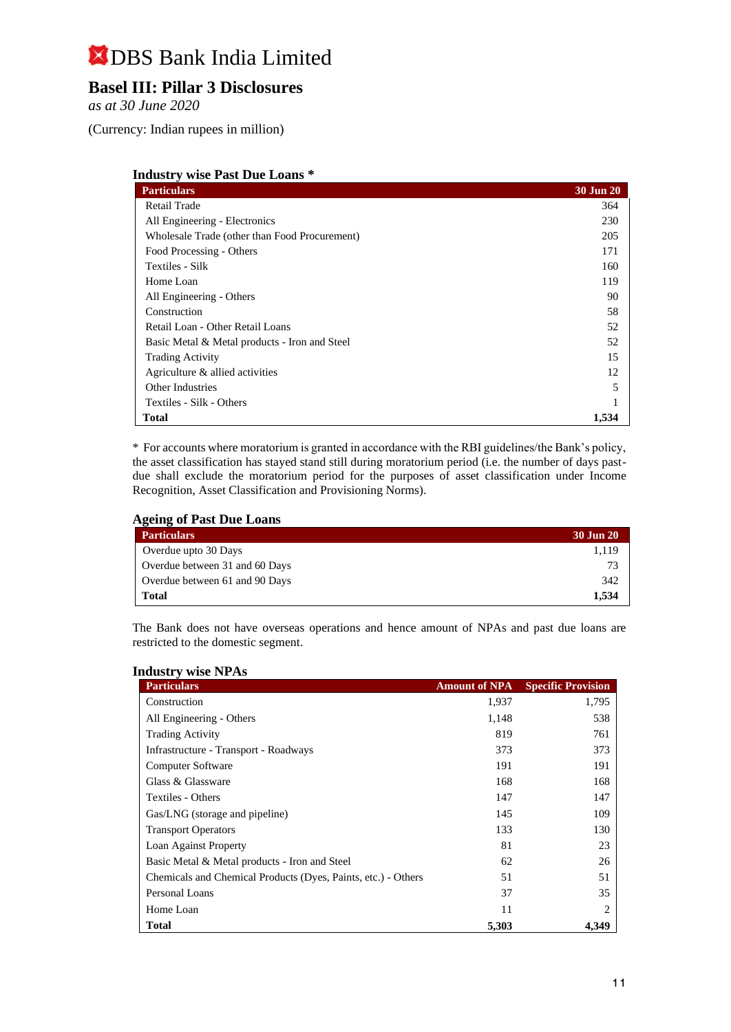# DBS Bank India Limited

## Basel III: Pillar 3 Disclosures

*as at 30 June 2020*

(Currency: Indian rupees in million)

### Industry wise Past Due Loans *

| Particulars | 30 Jun 20 |
|---|---|
| Retail Trade | 364 |
| All Engineering - Electronics | 230 |
| Wholesale Trade (other than Food Procurement) | 205 |
| Food Processing - Others | 171 |
| Textiles - Silk | 160 |
| Home Loan | 119 |
| All Engineering - Others | 90 |
| Construction | 58 |
| Retail Loan - Other Retail Loans | 52 |
| Basic Metal & Metal products - Iron and Steel | 52 |
| Trading Activity | 15 |
| Agriculture & allied activities | 12 |
| Other Industries | 5 |
| Textiles - Silk - Others | 1 |
| **Total** | **1,534** |

* For accounts where moratorium is granted in accordance with the RBI guidelines/the Bank's policy, the asset classification has stayed stand still during moratorium period (i.e. the number of days past-due shall exclude the moratorium period for the purposes of asset classification under Income Recognition, Asset Classification and Provisioning Norms).

### Ageing of Past Due Loans

| Particulars | 30 Jun 20 |
|---|---|
| Overdue upto 30 Days | 1,119 |
| Overdue between 31 and 60 Days | 73 |
| Overdue between 61 and 90 Days | 342 |
| **Total** | **1,534** |

The Bank does not have overseas operations and hence amount of NPAs and past due loans are restricted to the domestic segment.

### Industry wise NPAs

| Particulars | Amount of NPA | Specific Provision |
|---|---|---|
| Construction | 1,937 | 1,795 |
| All Engineering - Others | 1,148 | 538 |
| Trading Activity | 819 | 761 |
| Infrastructure - Transport - Roadways | 373 | 373 |
| Computer Software | 191 | 191 |
| Glass & Glassware | 168 | 168 |
| Textiles - Others | 147 | 147 |
| Gas/LNG (storage and pipeline) | 145 | 109 |
| Transport Operators | 133 | 130 |
| Loan Against Property | 81 | 23 |
| Basic Metal & Metal products - Iron and Steel | 62 | 26 |
| Chemicals and Chemical Products (Dyes, Paints, etc.) - Others | 51 | 51 |
| Personal Loans | 37 | 35 |
| Home Loan | 11 | 2 |
| **Total** | **5,303** | **4,349** |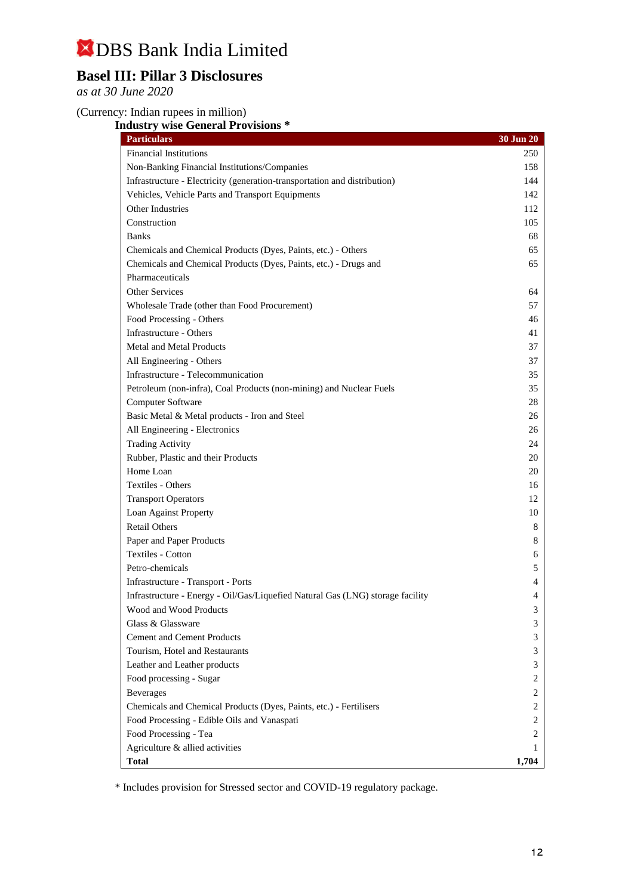# DBS Bank India Limited

## Basel III: Pillar 3 Disclosures

*as at 30 June 2020*

(Currency: Indian rupees in million)

**Industry wise General Provisions ***

| Particulars | 30 Jun 20 |
|---|---|
| Financial Institutions | 250 |
| Non-Banking Financial Institutions/Companies | 158 |
| Infrastructure - Electricity (generation-transportation and distribution) | 144 |
| Vehicles, Vehicle Parts and Transport Equipments | 142 |
| Other Industries | 112 |
| Construction | 105 |
| Banks | 68 |
| Chemicals and Chemical Products (Dyes, Paints, etc.) - Others | 65 |
| Chemicals and Chemical Products (Dyes, Paints, etc.) - Drugs and Pharmaceuticals | 65 |
| Other Services | 64 |
| Wholesale Trade (other than Food Procurement) | 57 |
| Food Processing - Others | 46 |
| Infrastructure - Others | 41 |
| Metal and Metal Products | 37 |
| All Engineering - Others | 37 |
| Infrastructure - Telecommunication | 35 |
| Petroleum (non-infra), Coal Products (non-mining) and Nuclear Fuels | 35 |
| Computer Software | 28 |
| Basic Metal & Metal products - Iron and Steel | 26 |
| All Engineering - Electronics | 26 |
| Trading Activity | 24 |
| Rubber, Plastic and their Products | 20 |
| Home Loan | 20 |
| Textiles - Others | 16 |
| Transport Operators | 12 |
| Loan Against Property | 10 |
| Retail Others | 8 |
| Paper and Paper Products | 8 |
| Textiles - Cotton | 6 |
| Petro-chemicals | 5 |
| Infrastructure - Transport - Ports | 4 |
| Infrastructure - Energy - Oil/Gas/Liquefied Natural Gas (LNG) storage facility | 4 |
| Wood and Wood Products | 3 |
| Glass & Glassware | 3 |
| Cement and Cement Products | 3 |
| Tourism, Hotel and Restaurants | 3 |
| Leather and Leather products | 3 |
| Food processing - Sugar | 2 |
| Beverages | 2 |
| Chemicals and Chemical Products (Dyes, Paints, etc.) - Fertilisers | 2 |
| Food Processing - Edible Oils and Vanaspati | 2 |
| Food Processing - Tea | 2 |
| Agriculture & allied activities | 1 |
| **Total** | **1,704** |

* Includes provision for Stressed sector and COVID-19 regulatory package.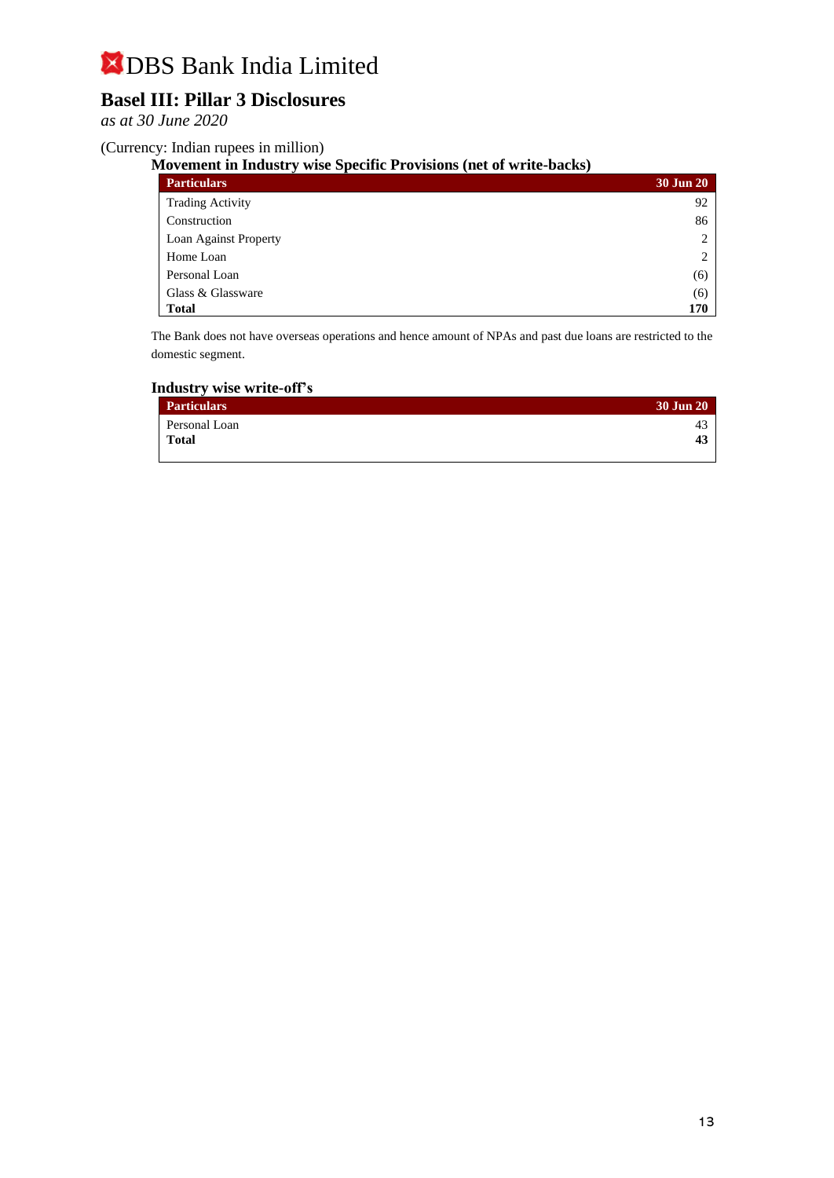# DBS Bank India Limited

## Basel III: Pillar 3 Disclosures

*as at 30 June 2020*

(Currency: Indian rupees in million)

### Movement in Industry wise Specific Provisions (net of write-backs)

| Particulars | 30 Jun 20 |
|---|---|
| Trading Activity | 92 |
| Construction | 86 |
| Loan Against Property | 2 |
| Home Loan | 2 |
| Personal Loan | (6) |
| Glass & Glassware | (6) |
| **Total** | **170** |

The Bank does not have overseas operations and hence amount of NPAs and past due loans are restricted to the domestic segment.

### Industry wise write-off's

| Particulars | 30 Jun 20 |
|---|---|
| Personal Loan | 43 |
| **Total** | **43** |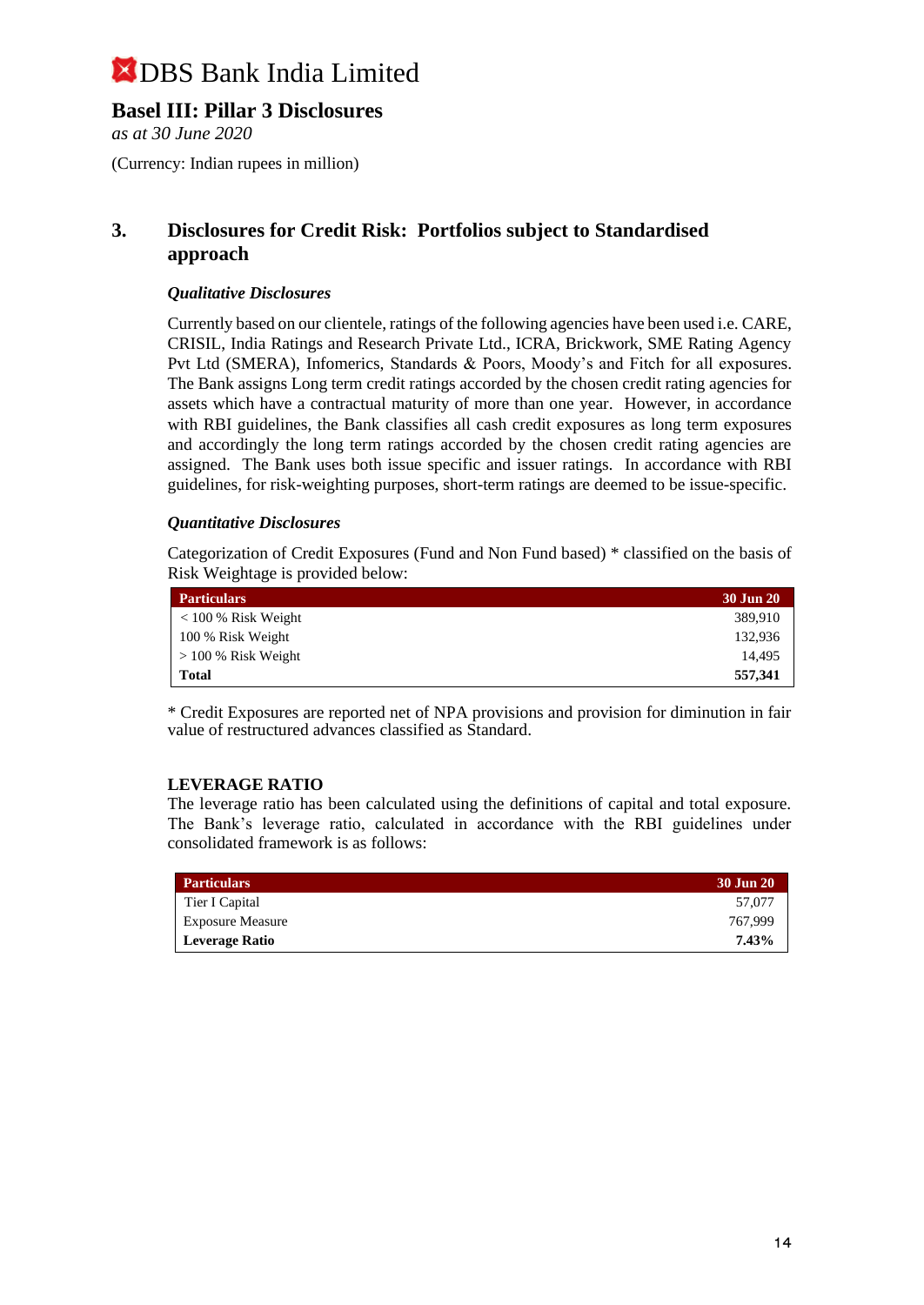# DBS Bank India Limited

## Basel III: Pillar 3 Disclosures

*as at 30 June 2020*

(Currency: Indian rupees in million)

## 3. Disclosures for Credit Risk: Portfolios subject to Standardised approach

### *Qualitative Disclosures*

Currently based on our clientele, ratings of the following agencies have been used i.e. CARE, CRISIL, India Ratings and Research Private Ltd., ICRA, Brickwork, SME Rating Agency Pvt Ltd (SMERA), Infomerics, Standards & Poors, Moody's and Fitch for all exposures. The Bank assigns Long term credit ratings accorded by the chosen credit rating agencies for assets which have a contractual maturity of more than one year. However, in accordance with RBI guidelines, the Bank classifies all cash credit exposures as long term exposures and accordingly the long term ratings accorded by the chosen credit rating agencies are assigned. The Bank uses both issue specific and issuer ratings. In accordance with RBI guidelines, for risk-weighting purposes, short-term ratings are deemed to be issue-specific.

### *Quantitative Disclosures*

Categorization of Credit Exposures (Fund and Non Fund based) * classified on the basis of Risk Weightage is provided below:

| Particulars | 30 Jun 20 |
|---|---|
| < 100 % Risk Weight | 389,910 |
| 100 % Risk Weight | 132,936 |
| > 100 % Risk Weight | 14,495 |
| **Total** | **557,341** |

* Credit Exposures are reported net of NPA provisions and provision for diminution in fair value of restructured advances classified as Standard.

### LEVERAGE RATIO

The leverage ratio has been calculated using the definitions of capital and total exposure. The Bank's leverage ratio, calculated in accordance with the RBI guidelines under consolidated framework is as follows:

| Particulars | 30 Jun 20 |
|---|---|
| Tier I Capital | 57,077 |
| Exposure Measure | 767,999 |
| **Leverage Ratio** | **7.43%** |